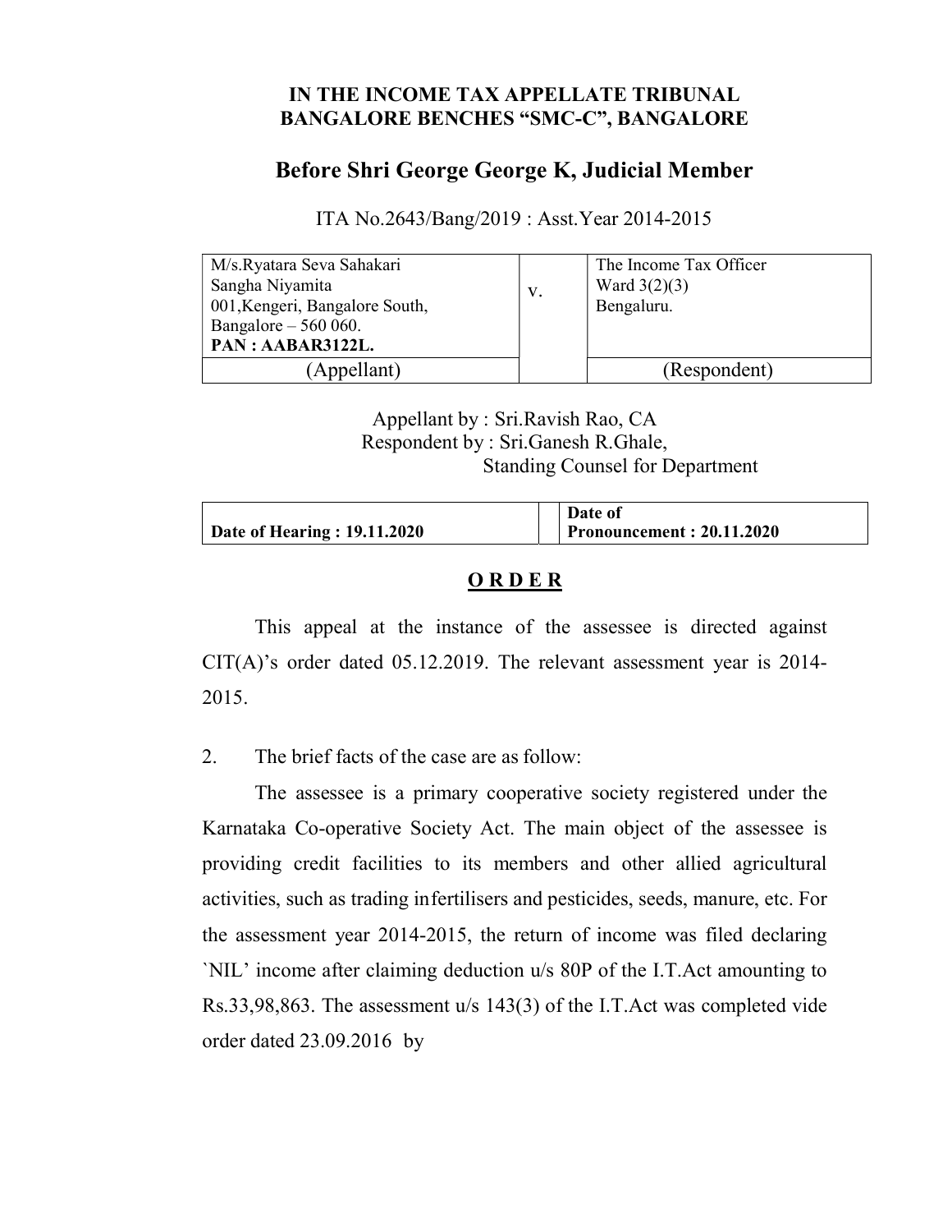# IN THE INCOME TAX APPELLATE TRIBUNAL
# BANGALORE BENCHES "SMC-C", BANGALORE

## Before Shri George George K, Judicial Member

ITA No.2643/Bang/2019 : Asst.Year 2014-2015

| M/s.Ryatara Seva Sahakari Sangha Niyamita 001,Kengeri, Bangalore South, Bangalore – 560 060. **PAN : AABAR3122L.** | v. | The Income Tax Officer Ward 3(2)(3) Bengaluru. |
|---|---|---|
| (Appellant) | | (Respondent) |

Appellant by : Sri.Ravish Rao, CA
Respondent by : Sri.Ganesh R.Ghale, Standing Counsel for Department

| **Date of Hearing : 19.11.2020** | | **Date of Pronouncement : 20.11.2020** |
|---|---|---|

## **O R D E R**

This appeal at the instance of the assessee is directed against CIT(A)'s order dated 05.12.2019. The relevant assessment year is 2014-2015.

2. The brief facts of the case are as follow:

The assessee is a primary cooperative society registered under the Karnataka Co-operative Society Act. The main object of the assessee is providing credit facilities to its members and other allied agricultural activities, such as trading infertilisers and pesticides, seeds, manure, etc. For the assessment year 2014-2015, the return of income was filed declaring `NIL' income after claiming deduction u/s 80P of the I.T.Act amounting to Rs.33,98,863. The assessment u/s 143(3) of the I.T.Act was completed vide order dated 23.09.2016 by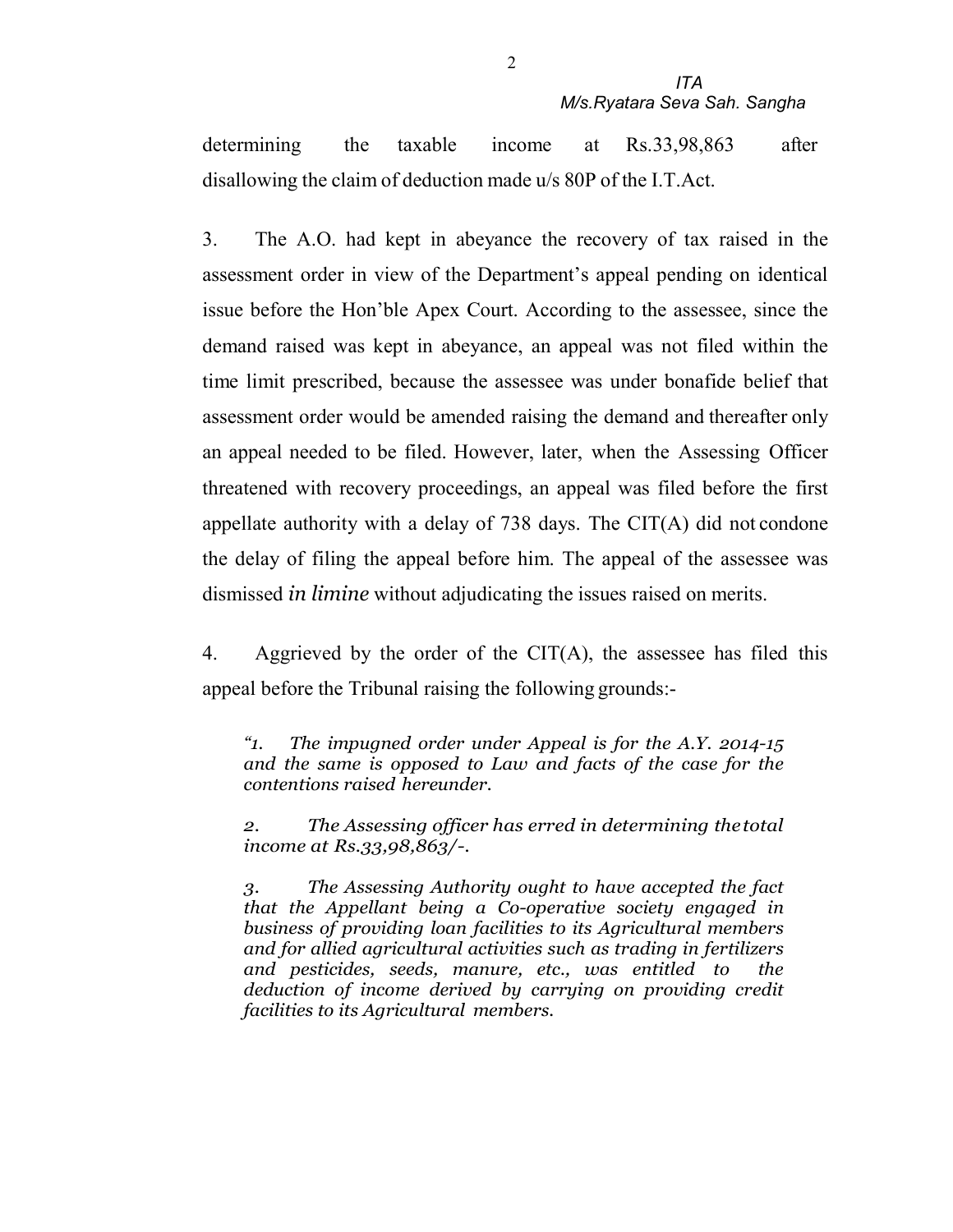determining the taxable income at Rs.33,98,863 after disallowing the claim of deduction made u/s 80P of the I.T.Act.

3. The A.O. had kept in abeyance the recovery of tax raised in the assessment order in view of the Department's appeal pending on identical issue before the Hon'ble Apex Court. According to the assessee, since the demand raised was kept in abeyance, an appeal was not filed within the time limit prescribed, because the assessee was under bonafide belief that assessment order would be amended raising the demand and thereafter only an appeal needed to be filed. However, later, when the Assessing Officer threatened with recovery proceedings, an appeal was filed before the first appellate authority with a delay of 738 days. The CIT(A) did not condone the delay of filing the appeal before him. The appeal of the assessee was dismissed *in limine* without adjudicating the issues raised on merits.

4. Aggrieved by the order of the CIT(A), the assessee has filed this appeal before the Tribunal raising the following grounds:-

> *"1. The impugned order under Appeal is for the A.Y. 2014-15 and the same is opposed to Law and facts of the case for the contentions raised hereunder.*
>
> *2. The Assessing officer has erred in determining the total income at Rs.33,98,863/-.*
>
> *3. The Assessing Authority ought to have accepted the fact that the Appellant being a Co-operative society engaged in business of providing loan facilities to its Agricultural members and for allied agricultural activities such as trading in fertilizers and pesticides, seeds, manure, etc., was entitled to the deduction of income derived by carrying on providing credit facilities to its Agricultural members.*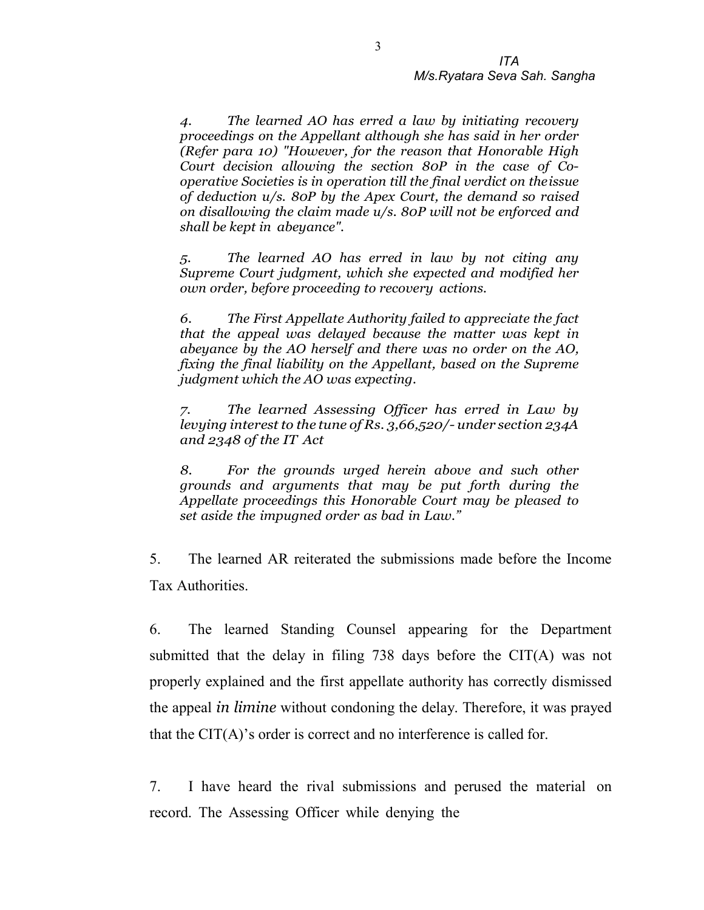*4. The learned AO has erred a law by initiating recovery proceedings on the Appellant although she has said in her order (Refer para 10) "However, for the reason that Honorable High Court decision allowing the section 80P in the case of Co-operative Societies is in operation till the final verdict on theissue of deduction u/s. 80P by the Apex Court, the demand so raised on disallowing the claim made u/s. 80P will not be enforced and shall be kept in abeyance".*

*5. The learned AO has erred in law by not citing any Supreme Court judgment, which she expected and modified her own order, before proceeding to recovery actions.*

*6. The First Appellate Authority failed to appreciate the fact that the appeal was delayed because the matter was kept in abeyance by the AO herself and there was no order on the AO, fixing the final liability on the Appellant, based on the Supreme judgment which the AO was expecting.*

*7. The learned Assessing Officer has erred in Law by levying interest to the tune of Rs. 3,66,520/- under section 234A and 2348 of the IT Act*

*8. For the grounds urged herein above and such other grounds and arguments that may be put forth during the Appellate proceedings this Honorable Court may be pleased to set aside the impugned order as bad in Law."*

5. The learned AR reiterated the submissions made before the Income Tax Authorities.

6. The learned Standing Counsel appearing for the Department submitted that the delay in filing 738 days before the CIT(A) was not properly explained and the first appellate authority has correctly dismissed the appeal *in limine* without condoning the delay. Therefore, it was prayed that the CIT(A)'s order is correct and no interference is called for.

7. I have heard the rival submissions and perused the material on record. The Assessing Officer while denying the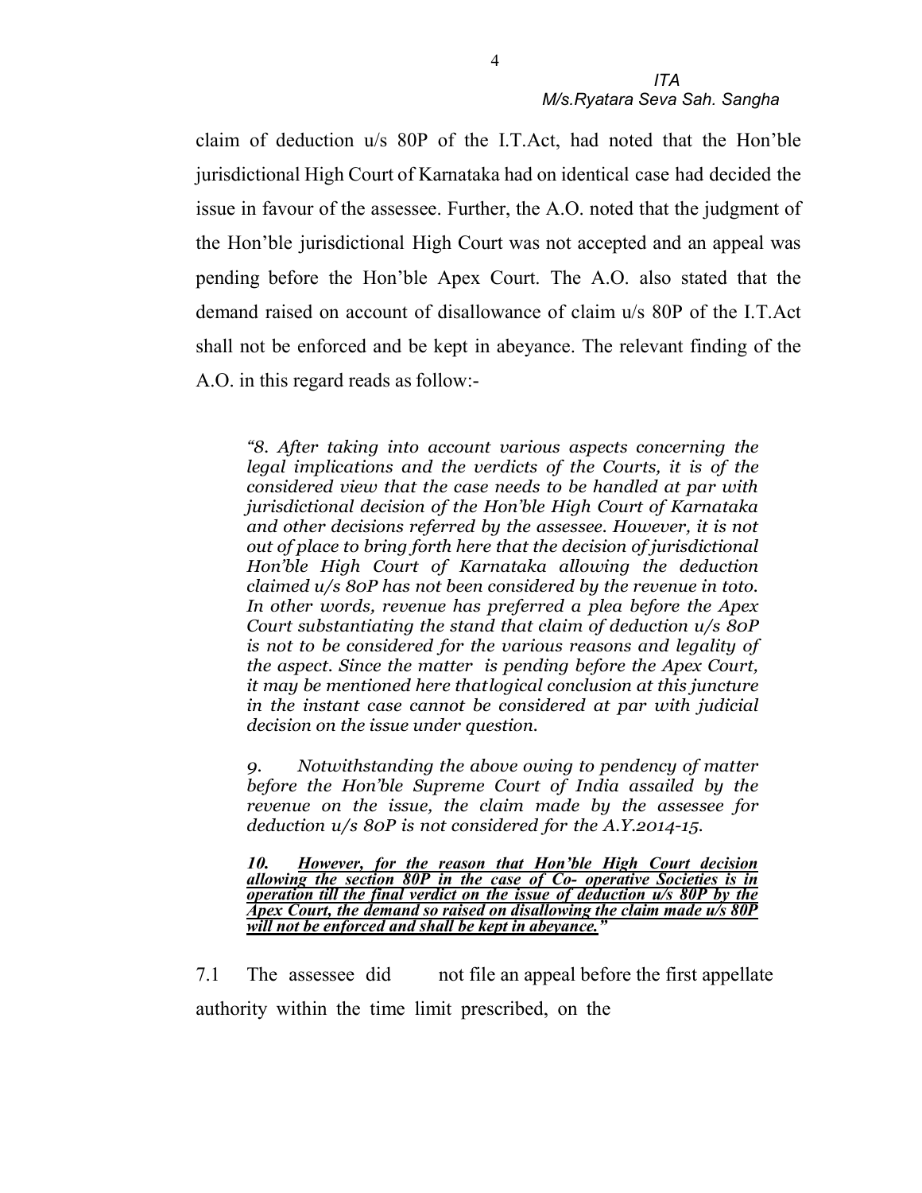claim of deduction u/s 80P of the I.T.Act, had noted that the Hon'ble jurisdictional High Court of Karnataka had on identical case had decided the issue in favour of the assessee. Further, the A.O. noted that the judgment of the Hon'ble jurisdictional High Court was not accepted and an appeal was pending before the Hon'ble Apex Court. The A.O. also stated that the demand raised on account of disallowance of claim u/s 80P of the I.T.Act shall not be enforced and be kept in abeyance. The relevant finding of the A.O. in this regard reads as follow:-

> *"8. After taking into account various aspects concerning the legal implications and the verdicts of the Courts, it is of the considered view that the case needs to be handled at par with jurisdictional decision of the Hon'ble High Court of Karnataka and other decisions referred by the assessee. However, it is not out of place to bring forth here that the decision of jurisdictional Hon'ble High Court of Karnataka allowing the deduction claimed u/s 80P has not been considered by the revenue in toto. In other words, revenue has preferred a plea before the Apex Court substantiating the stand that claim of deduction u/s 80P is not to be considered for the various reasons and legality of the aspect. Since the matter is pending before the Apex Court, it may be mentioned here thatlogical conclusion at this juncture in the instant case cannot be considered at par with judicial decision on the issue under question.*
>
> *9. Notwithstanding the above owing to pendency of matter before the Hon'ble Supreme Court of India assailed by the revenue on the issue, the claim made by the assessee for deduction u/s 80P is not considered for the A.Y.2014-15.*
>
> ***10. However, for the reason that Hon'ble High Court decision allowing the section 80P in the case of Co- operative Societies is in operation till the final verdict on the issue of deduction u/s 80P by the Apex Court, the demand so raised on disallowing the claim made u/s 80P will not be enforced and shall be kept in abeyance."***

7.1 The assessee did not file an appeal before the first appellate authority within the time limit prescribed, on the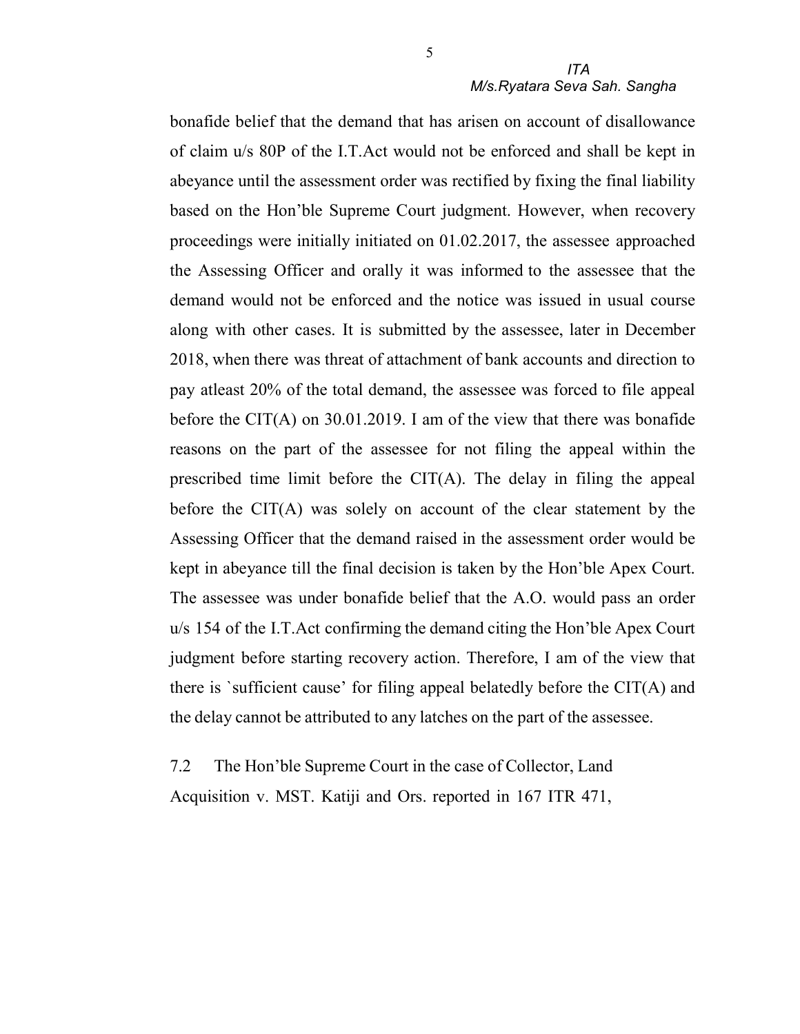bonafide belief that the demand that has arisen on account of disallowance of claim u/s 80P of the I.T.Act would not be enforced and shall be kept in abeyance until the assessment order was rectified by fixing the final liability based on the Hon'ble Supreme Court judgment. However, when recovery proceedings were initially initiated on 01.02.2017, the assessee approached the Assessing Officer and orally it was informed to the assessee that the demand would not be enforced and the notice was issued in usual course along with other cases. It is submitted by the assessee, later in December 2018, when there was threat of attachment of bank accounts and direction to pay atleast 20% of the total demand, the assessee was forced to file appeal before the CIT(A) on 30.01.2019. I am of the view that there was bonafide reasons on the part of the assessee for not filing the appeal within the prescribed time limit before the CIT(A). The delay in filing the appeal before the CIT(A) was solely on account of the clear statement by the Assessing Officer that the demand raised in the assessment order would be kept in abeyance till the final decision is taken by the Hon'ble Apex Court. The assessee was under bonafide belief that the A.O. would pass an order u/s 154 of the I.T.Act confirming the demand citing the Hon'ble Apex Court judgment before starting recovery action. Therefore, I am of the view that there is `sufficient cause' for filing appeal belatedly before the CIT(A) and the delay cannot be attributed to any latches on the part of the assessee.

7.2 The Hon'ble Supreme Court in the case of Collector, Land Acquisition v. MST. Katiji and Ors. reported in 167 ITR 471,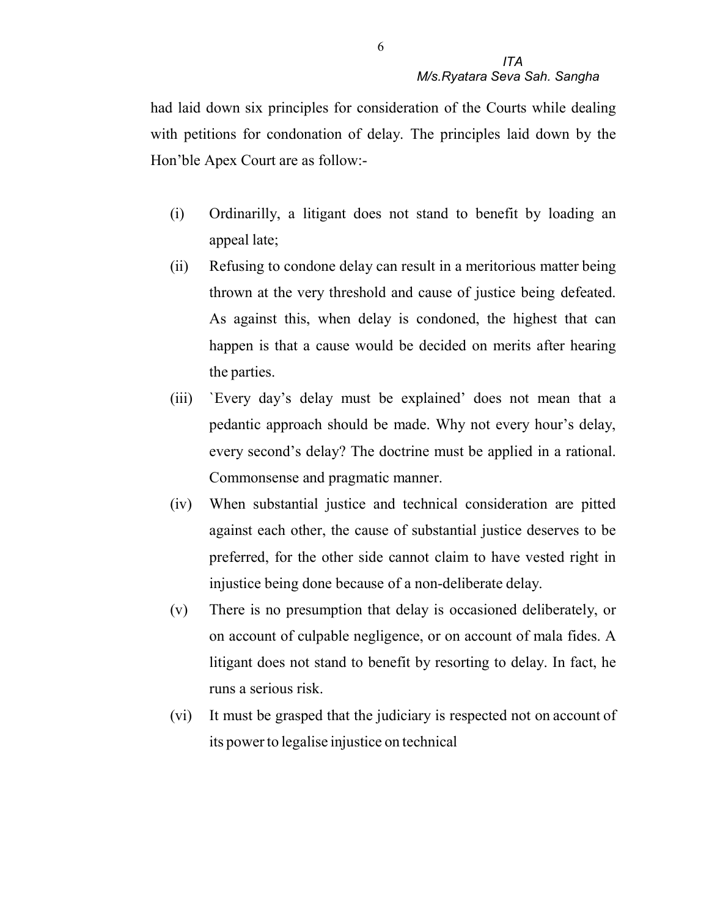had laid down six principles for consideration of the Courts while dealing with petitions for condonation of delay. The principles laid down by the Hon'ble Apex Court are as follow:-

(i) Ordinarilly, a litigant does not stand to benefit by loading an appeal late;

(ii) Refusing to condone delay can result in a meritorious matter being thrown at the very threshold and cause of justice being defeated. As against this, when delay is condoned, the highest that can happen is that a cause would be decided on merits after hearing the parties.

(iii) `Every day's delay must be explained' does not mean that a pedantic approach should be made. Why not every hour's delay, every second's delay? The doctrine must be applied in a rational. Commonsense and pragmatic manner.

(iv) When substantial justice and technical consideration are pitted against each other, the cause of substantial justice deserves to be preferred, for the other side cannot claim to have vested right in injustice being done because of a non-deliberate delay.

(v) There is no presumption that delay is occasioned deliberately, or on account of culpable negligence, or on account of mala fides. A litigant does not stand to benefit by resorting to delay. In fact, he runs a serious risk.

(vi) It must be grasped that the judiciary is respected not on account of its power to legalise injustice on technical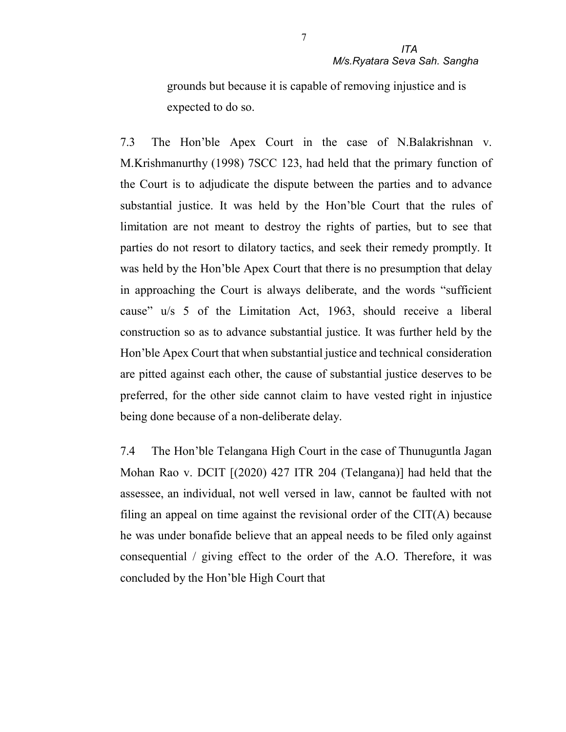grounds but because it is capable of removing injustice and is expected to do so.

7.3 The Hon'ble Apex Court in the case of N.Balakrishnan v. M.Krishmanurthy (1998) 7SCC 123, had held that the primary function of the Court is to adjudicate the dispute between the parties and to advance substantial justice. It was held by the Hon'ble Court that the rules of limitation are not meant to destroy the rights of parties, but to see that parties do not resort to dilatory tactics, and seek their remedy promptly. It was held by the Hon'ble Apex Court that there is no presumption that delay in approaching the Court is always deliberate, and the words "sufficient cause" u/s 5 of the Limitation Act, 1963, should receive a liberal construction so as to advance substantial justice. It was further held by the Hon'ble Apex Court that when substantial justice and technical consideration are pitted against each other, the cause of substantial justice deserves to be preferred, for the other side cannot claim to have vested right in injustice being done because of a non-deliberate delay.

7.4 The Hon'ble Telangana High Court in the case of Thunuguntla Jagan Mohan Rao v. DCIT [(2020) 427 ITR 204 (Telangana)] had held that the assessee, an individual, not well versed in law, cannot be faulted with not filing an appeal on time against the revisional order of the CIT(A) because he was under bonafide believe that an appeal needs to be filed only against consequential / giving effect to the order of the A.O. Therefore, it was concluded by the Hon'ble High Court that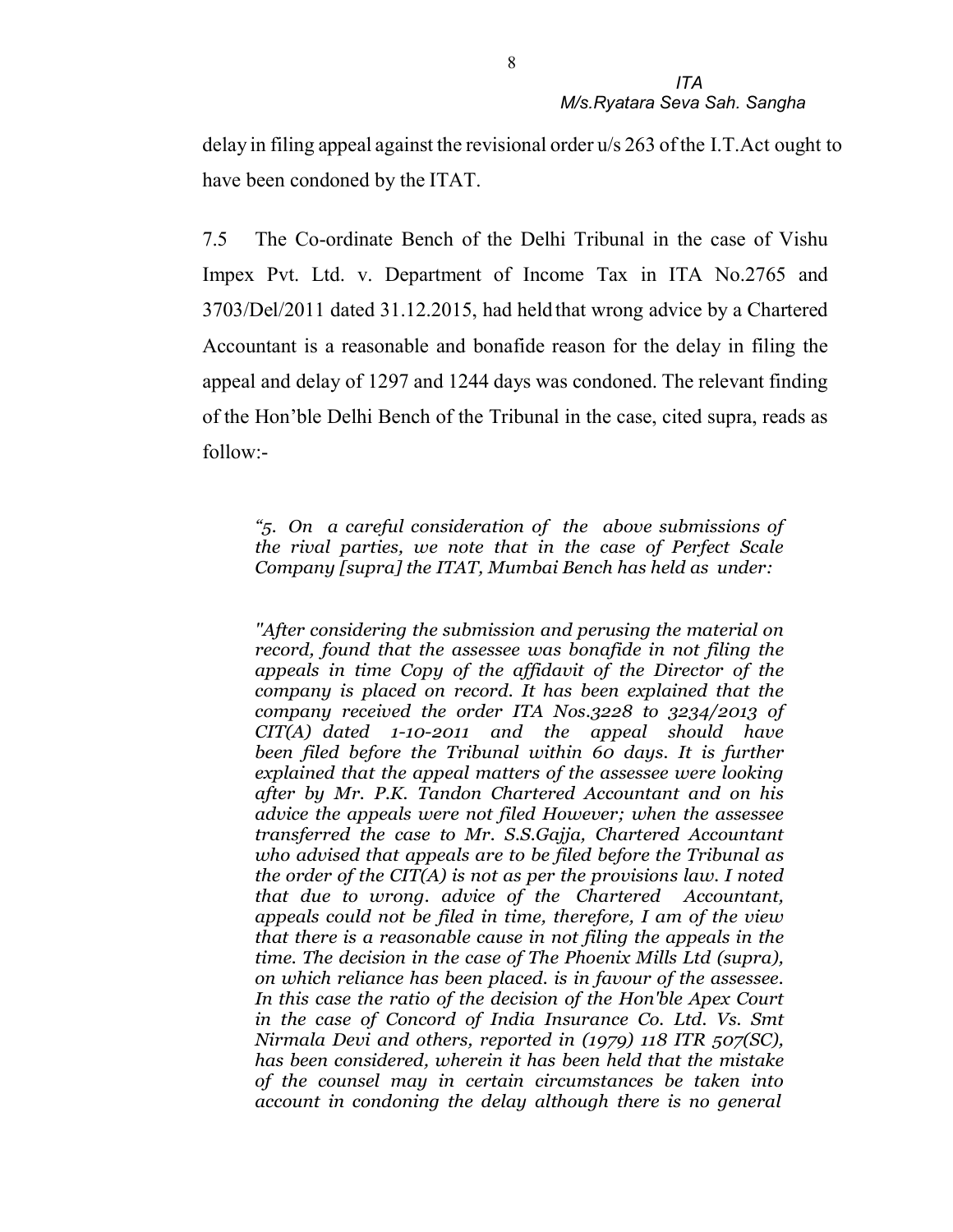delay in filing appeal against the revisional order u/s 263 of the I.T.Act ought to have been condoned by the ITAT.

7.5 The Co-ordinate Bench of the Delhi Tribunal in the case of Vishu Impex Pvt. Ltd. v. Department of Income Tax in ITA No.2765 and 3703/Del/2011 dated 31.12.2015, had held that wrong advice by a Chartered Accountant is a reasonable and bonafide reason for the delay in filing the appeal and delay of 1297 and 1244 days was condoned. The relevant finding of the Hon'ble Delhi Bench of the Tribunal in the case, cited supra, reads as follow:-

> *"5. On a careful consideration of the above submissions of the rival parties, we note that in the case of Perfect Scale Company [supra] the ITAT, Mumbai Bench has held as under:*
>
> *"After considering the submission and perusing the material on record, found that the assessee was bonafide in not filing the appeals in time Copy of the affidavit of the Director of the company is placed on record. It has been explained that the company received the order ITA Nos.3228 to 3234/2013 of CIT(A) dated 1-10-2011 and the appeal should have been filed before the Tribunal within 60 days. It is further explained that the appeal matters of the assessee were looking after by Mr. P.K. Tandon Chartered Accountant and on his advice the appeals were not filed However; when the assessee transferred the case to Mr. S.S.Gajja, Chartered Accountant who advised that appeals are to be filed before the Tribunal as the order of the CIT(A) is not as per the provisions law. I noted that due to wrong. advice of the Chartered Accountant, appeals could not be filed in time, therefore, I am of the view that there is a reasonable cause in not filing the appeals in the time. The decision in the case of The Phoenix Mills Ltd (supra), on which reliance has been placed. is in favour of the assessee. In this case the ratio of the decision of the Hon'ble Apex Court in the case of Concord of India Insurance Co. Ltd. Vs. Smt Nirmala Devi and others, reported in (1979) 118 ITR 507(SC), has been considered, wherein it has been held that the mistake of the counsel may in certain circumstances be taken into account in condoning the delay although there is no general*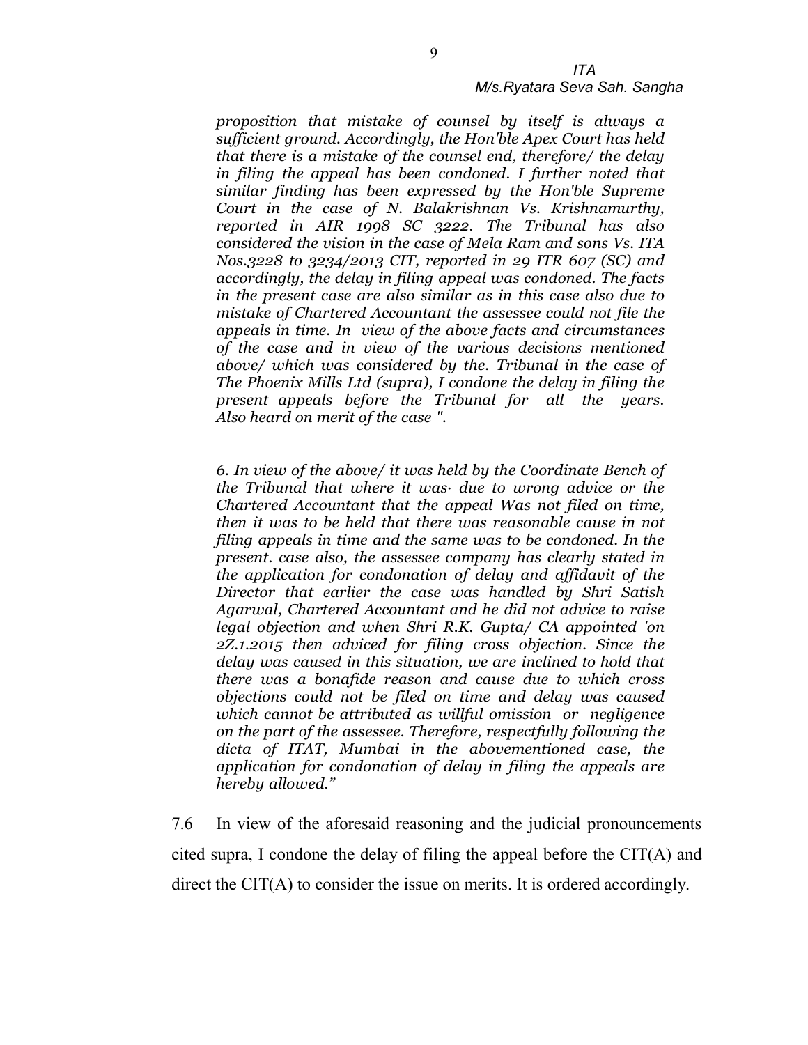*proposition that mistake of counsel by itself is always a sufficient ground. Accordingly, the Hon'ble Apex Court has held that there is a mistake of the counsel end, therefore/ the delay in filing the appeal has been condoned. I further noted that similar finding has been expressed by the Hon'ble Supreme Court in the case of N. Balakrishnan Vs. Krishnamurthy, reported in AIR 1998 SC 3222. The Tribunal has also considered the vision in the case of Mela Ram and sons Vs. ITA Nos.3228 to 3234/2013 CIT, reported in 29 ITR 607 (SC) and accordingly, the delay in filing appeal was condoned. The facts in the present case are also similar as in this case also due to mistake of Chartered Accountant the assessee could not file the appeals in time. In view of the above facts and circumstances of the case and in view of the various decisions mentioned above/ which was considered by the. Tribunal in the case of The Phoenix Mills Ltd (supra), I condone the delay in filing the present appeals before the Tribunal for all the years. Also heard on merit of the case ".*

*6. In view of the above/ it was held by the Coordinate Bench of the Tribunal that where it was· due to wrong advice or the Chartered Accountant that the appeal Was not filed on time, then it was to be held that there was reasonable cause in not filing appeals in time and the same was to be condoned. In the present. case also, the assessee company has clearly stated in the application for condonation of delay and affidavit of the Director that earlier the case was handled by Shri Satish Agarwal, Chartered Accountant and he did not advice to raise legal objection and when Shri R.K. Gupta/ CA appointed 'on 2Z.1.2015 then adviced for filing cross objection. Since the delay was caused in this situation, we are inclined to hold that there was a bonafide reason and cause due to which cross objections could not be filed on time and delay was caused which cannot be attributed as willful omission or negligence on the part of the assessee. Therefore, respectfully following the dicta of ITAT, Mumbai in the abovementioned case, the application for condonation of delay in filing the appeals are hereby allowed."*

7.6 In view of the aforesaid reasoning and the judicial pronouncements cited supra, I condone the delay of filing the appeal before the CIT(A) and direct the CIT(A) to consider the issue on merits. It is ordered accordingly.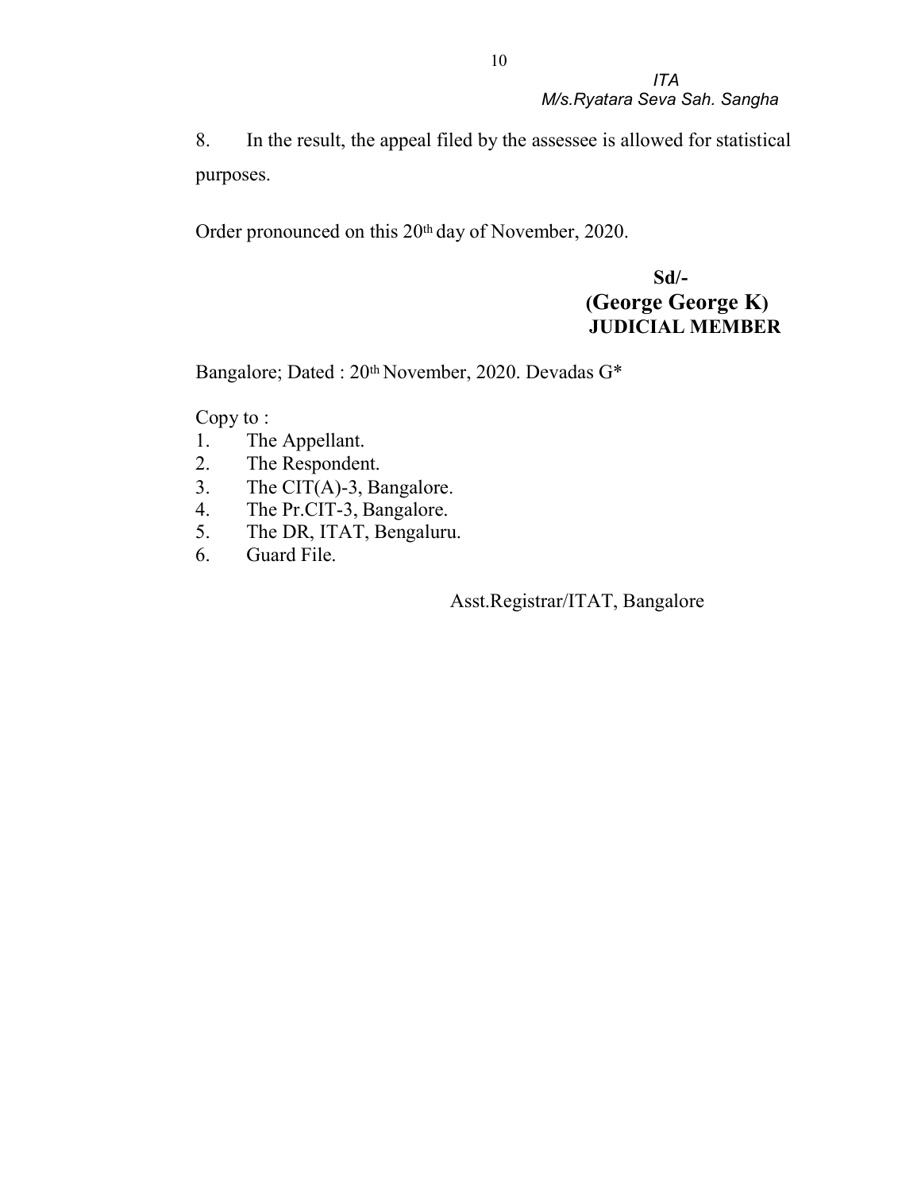8. In the result, the appeal filed by the assessee is allowed for statistical purposes.

Order pronounced on this 20th day of November, 2020.

**Sd/-**
**(George George K)**
**JUDICIAL MEMBER**

Bangalore; Dated : 20th November, 2020. Devadas G*

Copy to :

1. The Appellant.
2. The Respondent.
3. The CIT(A)-3, Bangalore.
4. The Pr.CIT-3, Bangalore.
5. The DR, ITAT, Bengaluru.
6. Guard File.

Asst.Registrar/ITAT, Bangalore